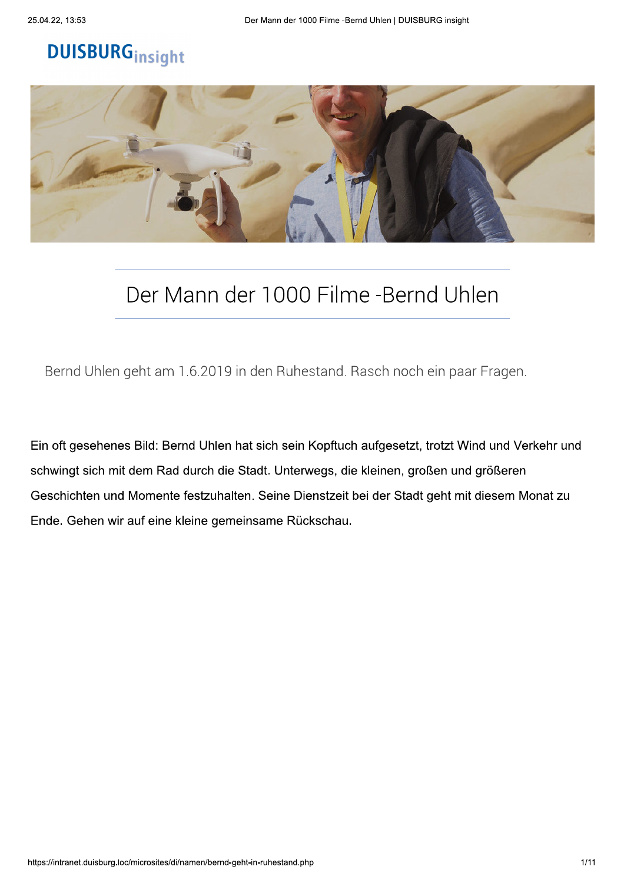DUISBURG insight

# Der Mann der 1000 Filme -Bernd Uhlen

Bernd Uhlen geht am 1.6.2019 in den Ruhestand. Rasch noch ein paar Fragen.

Ein oft gesehenes Bild: Bernd Uhlen hat sich sein Kopftuch aufgesetzt, trotzt Wind und Verkehr und schwingt sich mit dem Rad durch die Stadt. Unterwegs, die kleinen, großen und größeren Geschichten und Momente festzuhalten. Seine Dienstzeit bei der Stadt geht mit diesem Monat zu Ende. Gehen wir auf eine kleine gemeinsame Rückschau.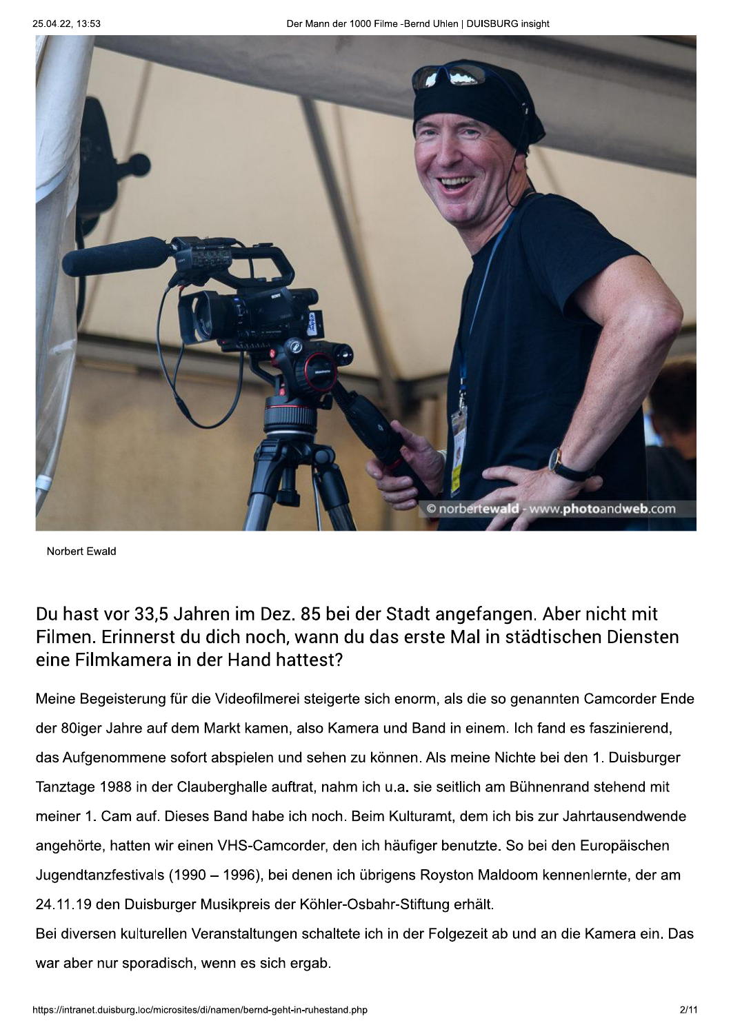Norbert Ewald

## Du hast vor 33,5 Jahren im Dez. 85 bei der Stadt angefangen. Aber nicht mit Filmen. Erinnerst du dich noch, wann du das erste Mal in städtischen Diensten eine Filmkamera in der Hand hattest?

Meine Begeisterung für die Videofilmerei steigerte sich enorm, als die so genannten Camcorder Ende der 80iger Jahre auf dem Markt kamen, also Kamera und Band in einem. Ich fand es faszinierend, das Aufgenommene sofort abspielen und sehen zu können. Als meine Nichte bei den 1. Duisburger Tanztage 1988 in der Clauberghalle auftrat, nahm ich u.a. sie seitlich am Bühnenrand stehend mit meiner 1. Cam auf. Dieses Band habe ich noch. Beim Kulturamt, dem ich bis zur Jahrtausendwende angehörte, hatten wir einen VHS-Camcorder, den ich häufiger benutzte. So bei den Europäischen Jugendtanzfestivals (1990 – 1996), bei denen ich übrigens Royston Maldoom kennenlernte, der am 24.11.19 den Duisburger Musikpreis der Köhler-Osbahr-Stiftung erhält.
Bei diversen kulturellen Veranstaltungen schaltete ich in der Folgezeit ab und an die Kamera ein. Das war aber nur sporadisch, wenn es sich ergab.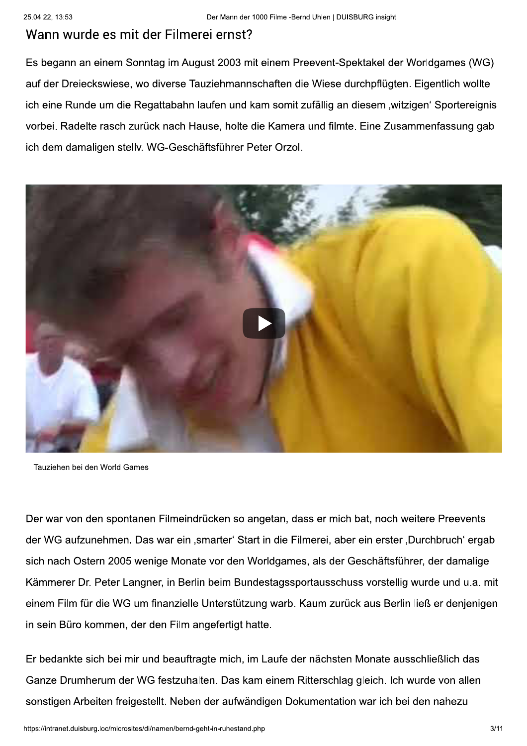## Wann wurde es mit der Filmerei ernst?

Es begann an einem Sonntag im August 2003 mit einem Preevent-Spektakel der Worldgames (WG) auf der Dreieckswiese, wo diverse Tauziehmannschaften die Wiese durchpflügten. Eigentlich wollte ich eine Runde um die Regattabahn laufen und kam somit zufällig an diesem ‚witzigen' Sportereignis vorbei. Radelte rasch zurück nach Hause, holte die Kamera und filmte. Eine Zusammenfassung gab ich dem damaligen stellv. WG-Geschäftsführer Peter Orzol.

Tauziehen bei den World Games

Der war von den spontanen Filmeindrücken so angetan, dass er mich bat, noch weitere Preevents der WG aufzunehmen. Das war ein ‚smarter' Start in die Filmerei, aber ein erster ‚Durchbruch' ergab sich nach Ostern 2005 wenige Monate vor den Worldgames, als der Geschäftsführer, der damalige Kämmerer Dr. Peter Langner, in Berlin beim Bundestagssportausschuss vorstellig wurde und u.a. mit einem Film für die WG um finanzielle Unterstützung warb. Kaum zurück aus Berlin ließ er denjenigen in sein Büro kommen, der den Film angefertigt hatte.

Er bedankte sich bei mir und beauftragte mich, im Laufe der nächsten Monate ausschließlich das Ganze Drumherum der WG festzuhalten. Das kam einem Ritterschlag gleich. Ich wurde von allen sonstigen Arbeiten freigestellt. Neben der aufwändigen Dokumentation war ich bei den nahezu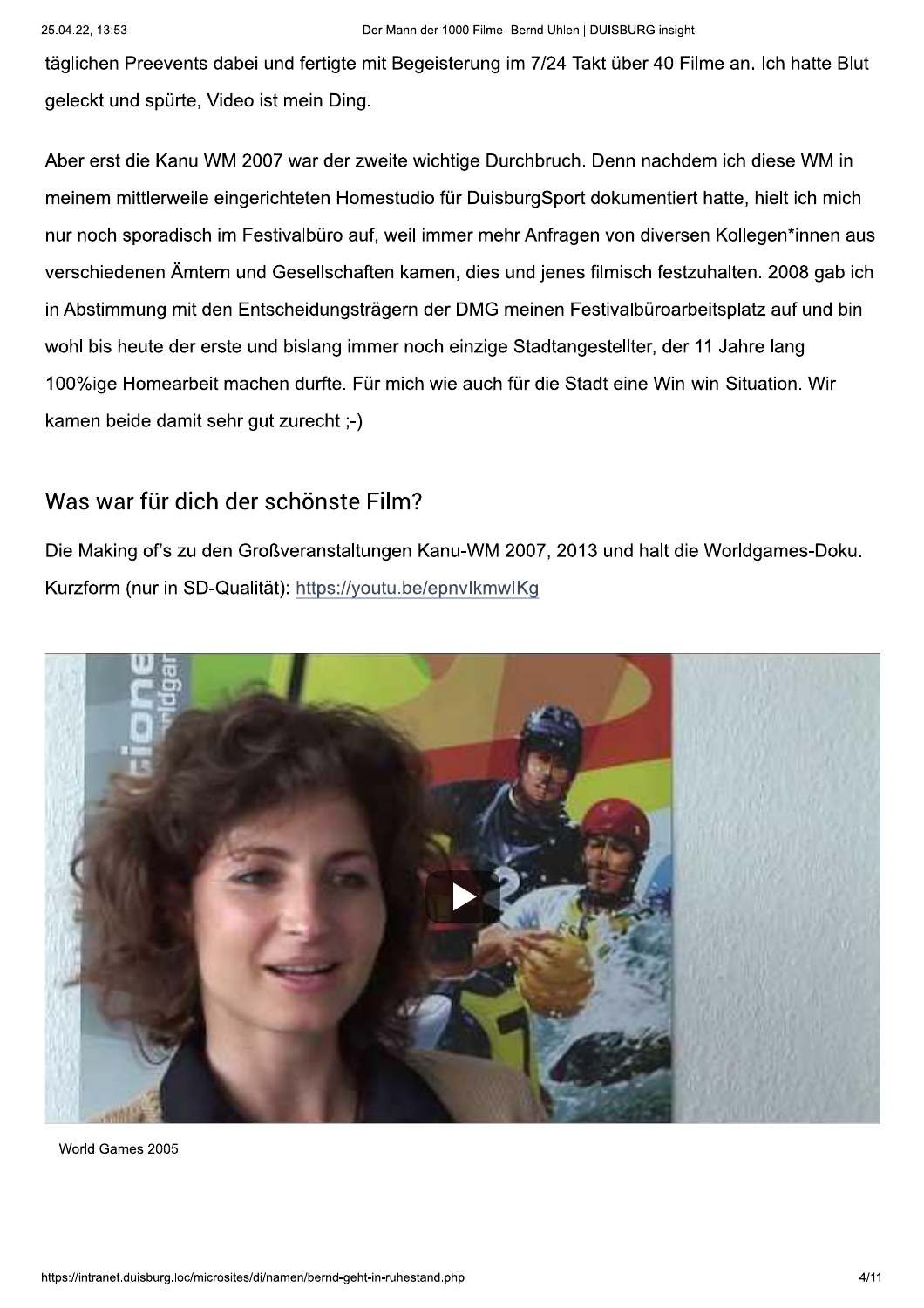täglichen Preevents dabei und fertigte mit Begeisterung im 7/24 Takt über 40 Filme an. Ich hatte Blut geleckt und spürte, Video ist mein Ding.

Aber erst die Kanu WM 2007 war der zweite wichtige Durchbruch. Denn nachdem ich diese WM in meinem mittlerweile eingerichteten Homestudio für DuisburgSport dokumentiert hatte, hielt ich mich nur noch sporadisch im Festivalbüro auf, weil immer mehr Anfragen von diversen Kollegen*innen aus verschiedenen Ämtern und Gesellschaften kamen, dies und jenes filmisch festzuhalten. 2008 gab ich in Abstimmung mit den Entscheidungsträgern der DMG meinen Festivalbüroarbeitsplatz auf und bin wohl bis heute der erste und bislang immer noch einzige Stadtangestellter, der 11 Jahre lang 100%ige Homearbeit machen durfte. Für mich wie auch für die Stadt eine Win-win-Situation. Wir kamen beide damit sehr gut zurecht ;-)

## Was war für dich der schönste Film?

Die Making of's zu den Großveranstaltungen Kanu-WM 2007, 2013 und halt die Worldgames-Doku. Kurzform (nur in SD-Qualität): https://youtu.be/epnvlkmwlKg

World Games 2005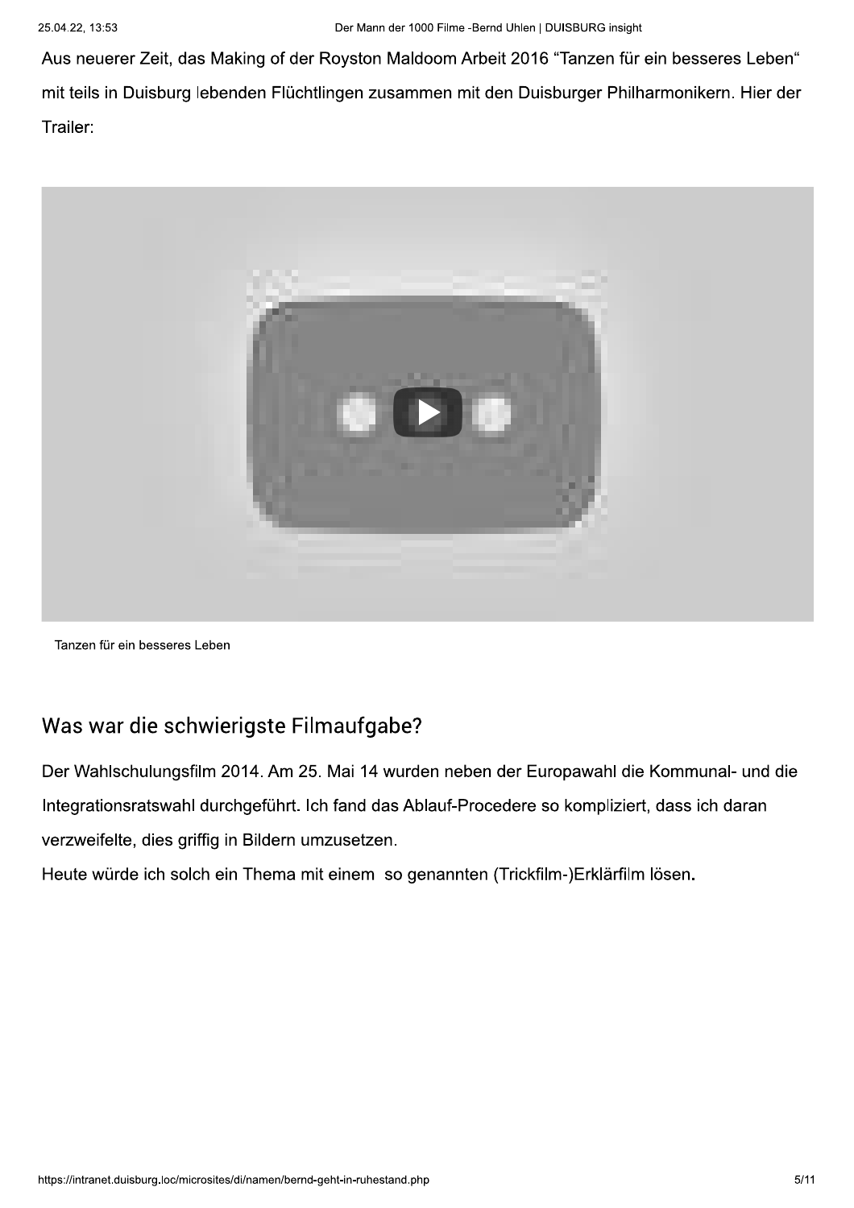Aus neuerer Zeit, das Making of der Royston Maldoom Arbeit 2016 "Tanzen für ein besseres Leben" mit teils in Duisburg lebenden Flüchtlingen zusammen mit den Duisburger Philharmonikern. Hier der Trailer:

Tanzen für ein besseres Leben

## Was war die schwierigste Filmaufgabe?

Der Wahlschulungsfilm 2014. Am 25. Mai 14 wurden neben der Europawahl die Kommunal- und die Integrationsratswahl durchgeführt. Ich fand das Ablauf-Procedere so kompliziert, dass ich daran verzweifelte, dies griffig in Bildern umzusetzen.
Heute würde ich solch ein Thema mit einem so genannten (Trickfilm-)Erklärfilm lösen.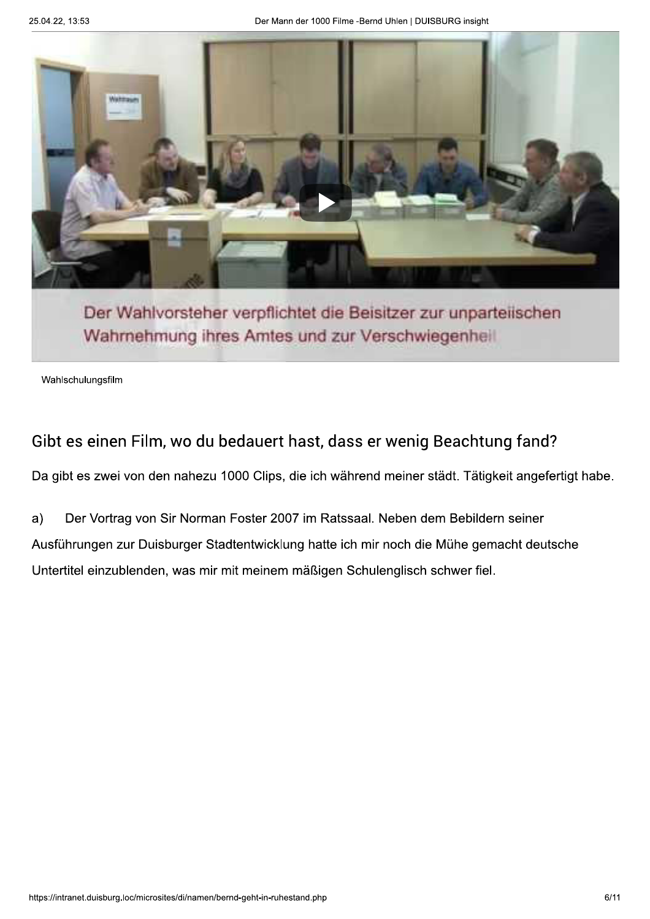Wahlschulungsfilm

## Gibt es einen Film, wo du bedauert hast, dass er wenig Beachtung fand?

Da gibt es zwei von den nahezu 1000 Clips, die ich während meiner städt. Tätigkeit angefertigt habe.

a) Der Vortrag von Sir Norman Foster 2007 im Ratssaal. Neben dem Bebildern seiner Ausführungen zur Duisburger Stadtentwicklung hatte ich mir noch die Mühe gemacht deutsche Untertitel einzublenden, was mir mit meinem mäßigen Schulenglisch schwer fiel.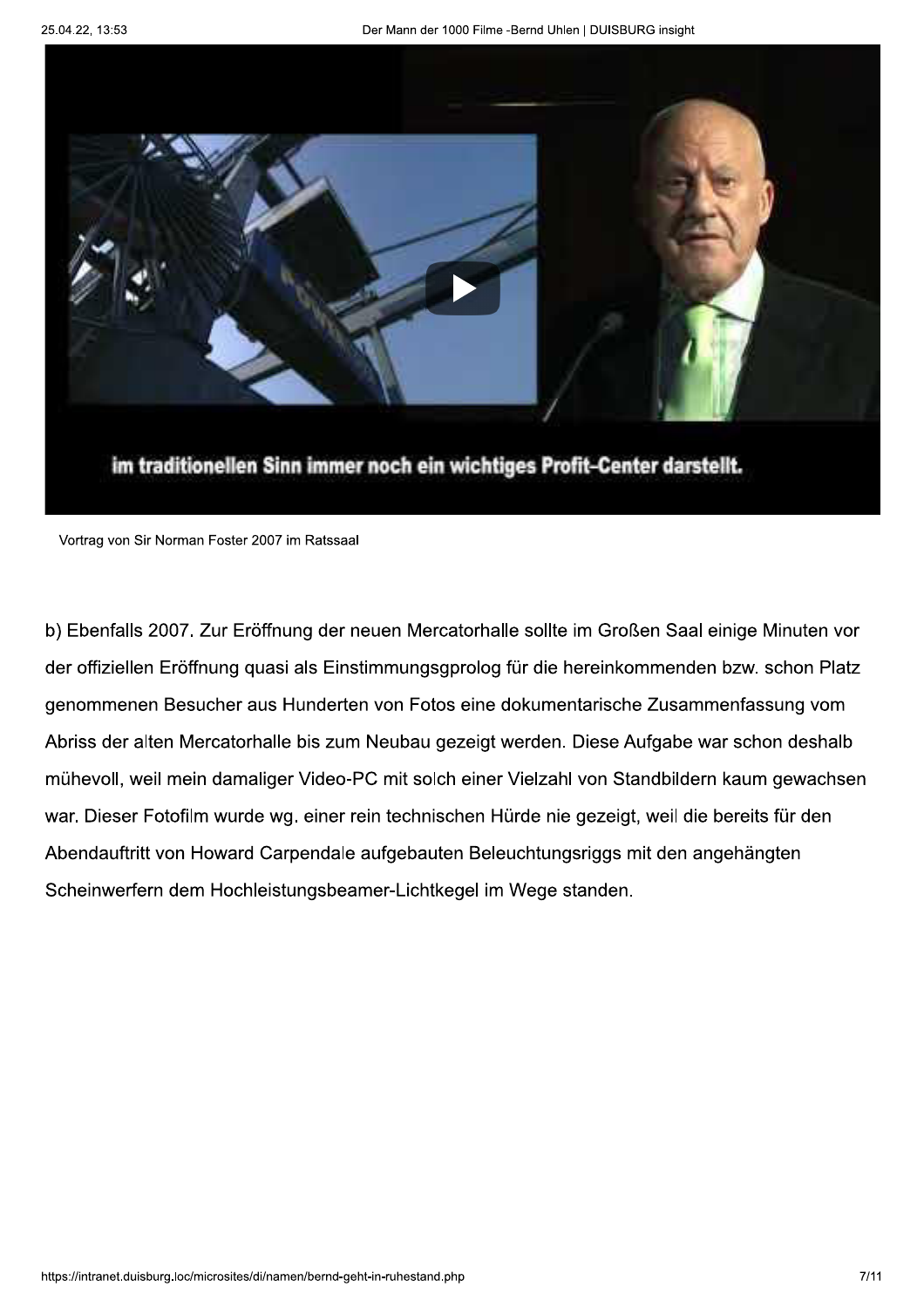Vortrag von Sir Norman Foster 2007 im Ratssaal

b) Ebenfalls 2007. Zur Eröffnung der neuen Mercatorhalle sollte im Großen Saal einige Minuten vor der offiziellen Eröffnung quasi als Einstimmungsgprolog für die hereinkommenden bzw. schon Platz genommenen Besucher aus Hunderten von Fotos eine dokumentarische Zusammenfassung vom Abriss der alten Mercatorhalle bis zum Neubau gezeigt werden. Diese Aufgabe war schon deshalb mühevoll, weil mein damaliger Video-PC mit solch einer Vielzahl von Standbildern kaum gewachsen war. Dieser Fotofilm wurde wg. einer rein technischen Hürde nie gezeigt, weil die bereits für den Abendauftritt von Howard Carpendale aufgebauten Beleuchtungsriggs mit den angehängten Scheinwerfern dem Hochleistungsbeamer-Lichtkegel im Wege standen.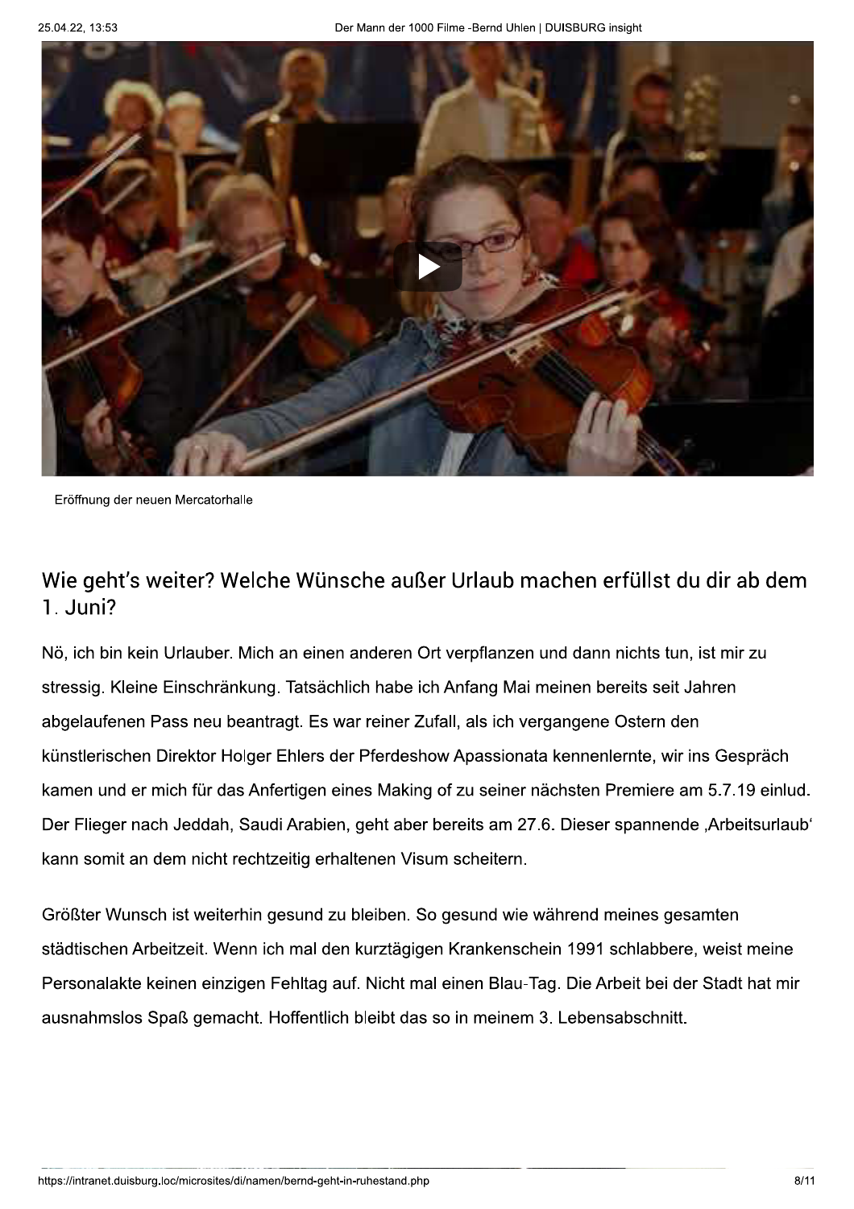Eröffnung der neuen Mercatorhalle

## Wie geht's weiter? Welche Wünsche außer Urlaub machen erfüllst du dir ab dem 1. Juni?

Nö, ich bin kein Urlauber. Mich an einen anderen Ort verpflanzen und dann nichts tun, ist mir zu stressig. Kleine Einschränkung. Tatsächlich habe ich Anfang Mai meinen bereits seit Jahren abgelaufenen Pass neu beantragt. Es war reiner Zufall, als ich vergangene Ostern den künstlerischen Direktor Holger Ehlers der Pferdeshow Apassionata kennenlernte, wir ins Gespräch kamen und er mich für das Anfertigen eines Making of zu seiner nächsten Premiere am 5.7.19 einlud. Der Flieger nach Jeddah, Saudi Arabien, geht aber bereits am 27.6. Dieser spannende ‚Arbeitsurlaub' kann somit an dem nicht rechtzeitig erhaltenen Visum scheitern.

Größter Wunsch ist weiterhin gesund zu bleiben. So gesund wie während meines gesamten städtischen Arbeitzeit. Wenn ich mal den kurztägigen Krankenschein 1991 schlabbere, weist meine Personalakte keinen einzigen Fehltag auf. Nicht mal einen Blau-Tag. Die Arbeit bei der Stadt hat mir ausnahmslos Spaß gemacht. Hoffentlich bleibt das so in meinem 3. Lebensabschnitt.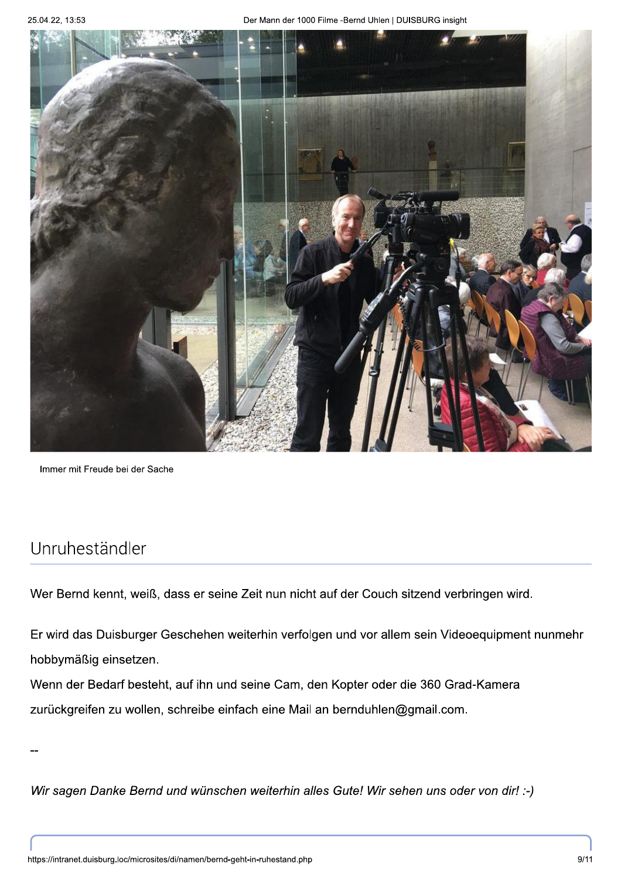Immer mit Freude bei der Sache

## Unruheständler

Wer Bernd kennt, weiß, dass er seine Zeit nun nicht auf der Couch sitzend verbringen wird.

Er wird das Duisburger Geschehen weiterhin verfolgen und vor allem sein Videoequipment nunmehr hobbymäßig einsetzen.
Wenn der Bedarf besteht, auf ihn und seine Cam, den Kopter oder die 360 Grad-Kamera zurückgreifen zu wollen, schreibe einfach eine Mail an bernduhlen@gmail.com.

--

*Wir sagen Danke Bernd und wünschen weiterhin alles Gute! Wir sehen uns oder von dir! :-)*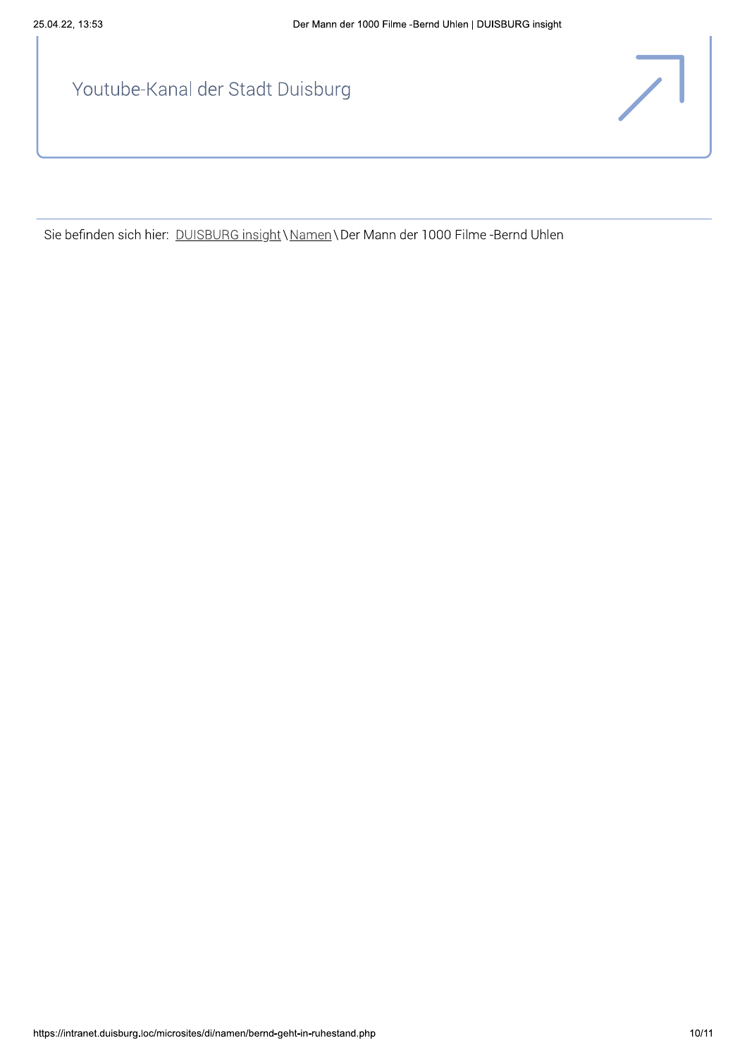Youtube-Kanal der Stadt Duisburg

Sie befinden sich hier: DUISBURG insight \ Namen \ Der Mann der 1000 Filme -Bernd Uhlen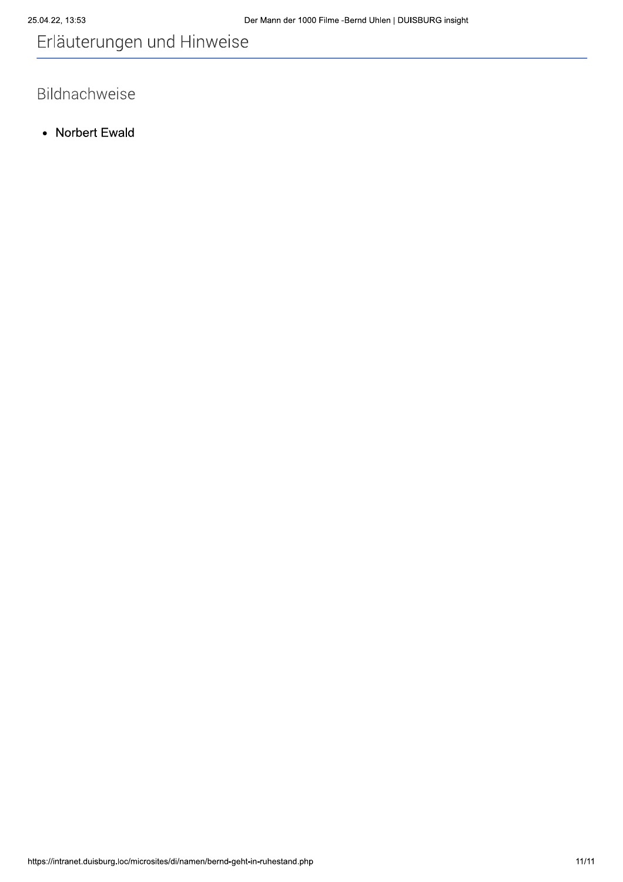# Erläuterungen und Hinweise

## Bildnachweise

- Norbert Ewald